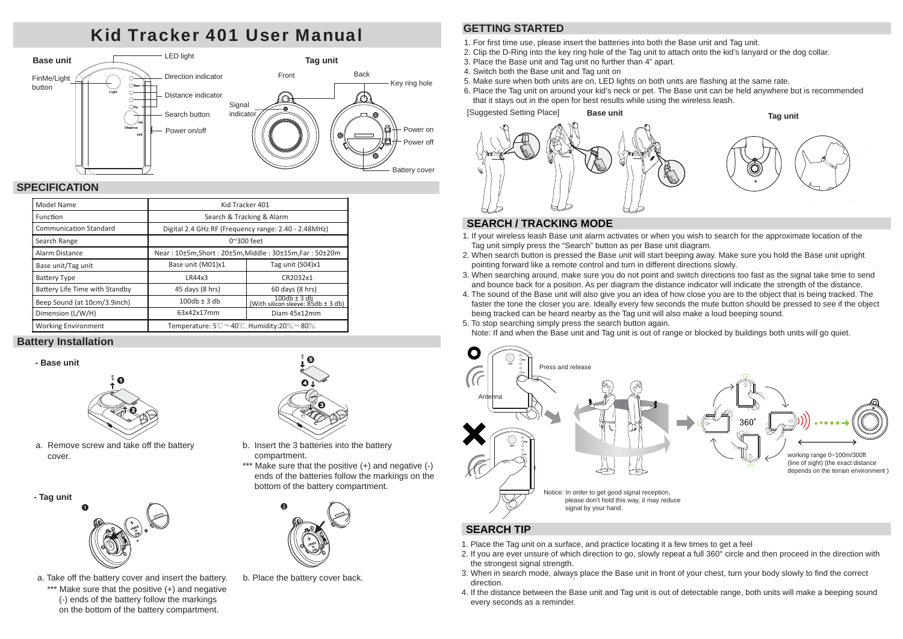# Kid Tracker 401 User Manual

**Base unit**

FinMe/Light button

LED light

Direction indicator

Distance indicator

Search button

Power on/off

**Tag unit**

Front

Back

Signal indicator

Key ring hole

Power on

Power off

Battery cover

## SPECIFICATION

| Model Name | Kid Tracker 401 | |
|---|---|---|
| Function | Search & Tracking & Alarm | |
| Communication Standard | Digital 2.4 GHz RF (Frequency range: 2.40 - 2.48MHz) | |
| Search Range | 0~300 feet | |
| Alarm Distance | Near : 10±5m,Short : 20±5m,Middle : 30±15m,Far : 50±20m | |
| Base unit/Tag unit | Base unit (M01)x1 | Tag unit (S04)x1 |
| Battery Type | LR44x3 | CR2032x1 |
| Battery Life Time with Standby | 45 days (8 hrs) | 60 days (8 hrs) |
| Beep Sound (at 10cm/3.9inch) | 100db ± 3 db | 100db ± 3 db (With silicon sleeve: 85db ± 3 db) |
| Dimension (L/W/H) | 63x42x17mm | Diam 45x12mm |
| Working Environment | Temperature: 5℃～40℃. Humidity:20%～80% | |

## Battery Installation

**- Base unit**

a. Remove screw and take off the battery cover.

b. Insert the 3 batteries into the battery compartment.

*** Make sure that the positive (+) and negative (-) ends of the batteries follow the markings on the bottom of the battery compartment.

**- Tag unit**

a. Take off the battery cover and insert the battery.

*** Make sure that the positive (+) and negative (-) ends of the battery follow the markings on the bottom of the battery compartment.

b. Place the battery cover back.

## GETTING STARTED

1. For first time use, please insert the batteries into both the Base unit and Tag unit.
2. Clip the D-Ring into the key ring hole of the Tag unit to attach onto the kid's lanyard or the dog collar.
3. Place the Base unit and Tag unit no further than 4" apart.
4. Switch both the Base unit and Tag unit on
5. Make sure when both units are on, LED lights on both units are flashing at the same rate.
6. Place the Tag unit on around your kid's neck or pet. The Base unit can be held anywhere but is recommended that it stays out in the open for best results while using the wireless leash.

[Suggested Setting Place] **Base unit** **Tag unit**

## SEARCH / TRACKING MODE

1. If your wireless leash Base unit alarm activates or when you wish to search for the approximate location of the Tag unit simply press the "Search" button as per Base unit diagram.
2. When search button is pressed the Base unit will start beeping away. Make sure you hold the Base unit upright pointing forward like a remote control and turn in different directions slowly.
3. When searching around, make sure you do not point and switch directions too fast as the signal take time to send and bounce back for a position. As per diagram the distance indicator will indicate the strength of the distance.
4. The sound of the Base unit will also give you an idea of how close you are to the object that is being tracked. The faster the tone the closer you are. Ideally every few seconds the mute button should be pressed to see if the object being tracked can be heard nearby as the Tag unit will also make a loud beeping sound.
5. To stop searching simply press the search button again.
   Note: If and when the Base unit and Tag unit is out of range or blocked by buildings both units will go quiet.

Press and release

Antenna

360°

working range 0~100m/300ft (line of sight) (the exact distance depends on the terrain environment )

Notice: In order to get good signal reception, please don't hold this way, it may reduce signal by your hand.

## SEARCH TIP

1. Place the Tag unit on a surface, and practice locating it a few times to get a feel
2. If you are ever unsure of which direction to go, slowly repeat a full 360° circle and then proceed in the direction with the strongest signal strength.
3. When in search mode, always place the Base unit in front of your chest, turn your body slowly to find the correct direction.
4. If the distance between the Base unit and Tag unit is out of detectable range, both units will make a beeping sound every seconds as a reminder.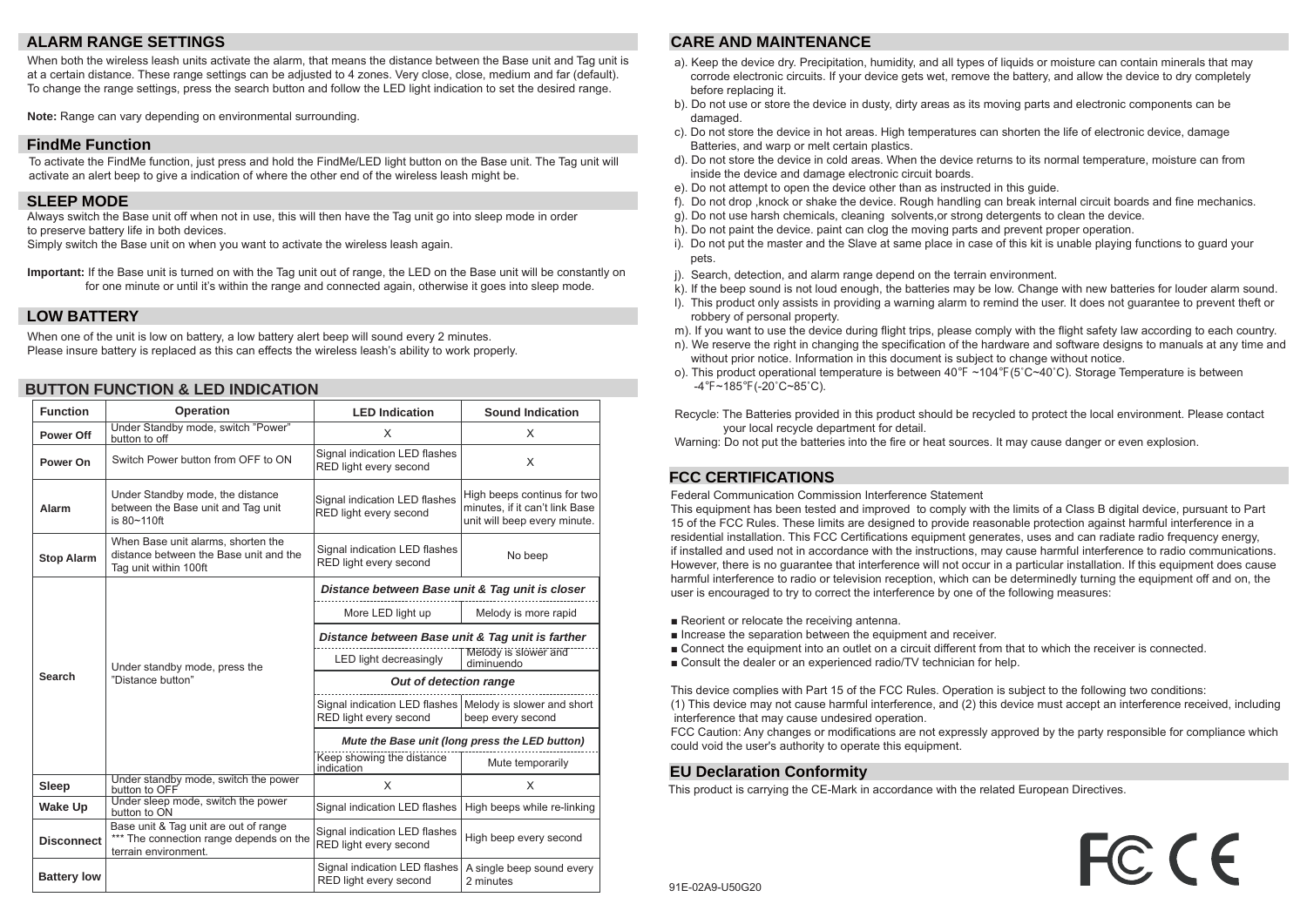## ALARM RANGE SETTINGS

When both the wireless leash units activate the alarm, that means the distance between the Base unit and Tag unit is at a certain distance. These range settings can be adjusted to 4 zones. Very close, close, medium and far (default). To change the range settings, press the search button and follow the LED light indication to set the desired range.

**Note:** Range can vary depending on environmental surrounding.

## FindMe Function

To activate the FindMe function, just press and hold the FindMe/LED light button on the Base unit. The Tag unit will activate an alert beep to give a indication of where the other end of the wireless leash might be.

## SLEEP MODE

Always switch the Base unit off when not in use, this will then have the Tag unit go into sleep mode in order to preserve battery life in both devices.
Simply switch the Base unit on when you want to activate the wireless leash again.

**Important:** If the Base unit is turned on with the Tag unit out of range, the LED on the Base unit will be constantly on for one minute or until it's within the range and connected again, otherwise it goes into sleep mode.

## LOW BATTERY

When one of the unit is low on battery, a low battery alert beep will sound every 2 minutes.
Please insure battery is replaced as this can effects the wireless leash's ability to work properly.

## BUTTON FUNCTION & LED INDICATION

| Function | Operation | LED Indication | Sound Indication |
|---|---|---|---|
| **Power Off** | Under Standby mode, switch "Power" button to off | X | X |
| **Power On** | Switch Power button from OFF to ON | Signal indication LED flashes RED light every second | X |
| **Alarm** | Under Standby mode, the distance between the Base unit and Tag unit is 80~110ft | Signal indication LED flashes RED light every second | High beeps continus for two minutes, if it can't link Base unit will beep every minute. |
| **Stop Alarm** | When Base unit alarms, shorten the distance between the Base unit and the Tag unit within 100ft | Signal indication LED flashes RED light every second | No beep |
| **Search** | Under standby mode, press the "Distance button" | ***Distance between Base unit & Tag unit is closer*** | |
| | | More LED light up | Melody is more rapid |
| | | ***Distance between Base unit & Tag unit is farther*** | |
| | | LED light decreasingly | Melody is slower and diminuendo |
| | | ***Out of detection range*** | |
| | | Signal indication LED flashes RED light every second | Melody is slower and short beep every second |
| | | ***Mute the Base unit (long press the LED button)*** | |
| | | Keep showing the distance indication | Mute temporarily |
| **Sleep** | Under standby mode, switch the power button to OFF | X | X |
| **Wake Up** | Under sleep mode, switch the power button to ON | Signal indication LED flashes | High beeps while re-linking |
| **Disconnect** | Base unit & Tag unit are out of range *** The connection range depends on the terrain environment. | Signal indication LED flashes RED light every second | High beep every second |
| **Battery low** | | Signal indication LED flashes RED light every second | A single beep sound every 2 minutes |

## CARE AND MAINTENANCE

a). Keep the device dry. Precipitation, humidity, and all types of liquids or moisture can contain minerals that may corrode electronic circuits. If your device gets wet, remove the battery, and allow the device to dry completely before replacing it.
b). Do not use or store the device in dusty, dirty areas as its moving parts and electronic components can be damaged.
c). Do not store the device in hot areas. High temperatures can shorten the life of electronic device, damage Batteries, and warp or melt certain plastics.
d). Do not store the device in cold areas. When the device returns to its normal temperature, moisture can from inside the device and damage electronic circuit boards.
e). Do not attempt to open the device other than as instructed in this guide.
f). Do not drop ,knock or shake the device. Rough handling can break internal circuit boards and fine mechanics.
g). Do not use harsh chemicals, cleaning solvents,or strong detergents to clean the device.
h). Do not paint the device. paint can clog the moving parts and prevent proper operation.
i). Do not put the master and the Slave at same place in case of this kit is unable playing functions to guard your pets.
j). Search, detection, and alarm range depend on the terrain environment.
k). If the beep sound is not loud enough, the batteries may be low. Change with new batteries for louder alarm sound.
l). This product only assists in providing a warning alarm to remind the user. It does not guarantee to prevent theft or robbery of personal property.
m). If you want to use the device during flight trips, please comply with the flight safety law according to each country.
n). We reserve the right in changing the specification of the hardware and software designs to manuals at any time and without prior notice. Information in this document is subject to change without notice.
o). This product operational temperature is between 40℉ ~104℉(5˚C~40˚C). Storage Temperature is between -4℉~185℉(-20˚C~85˚C).

Recycle: The Batteries provided in this product should be recycled to protect the local environment. Please contact your local recycle department for detail.
Warning: Do not put the batteries into the fire or heat sources. It may cause danger or even explosion.

## FCC CERTIFICATIONS

Federal Communication Commission Interference Statement
This equipment has been tested and improved to comply with the limits of a Class B digital device, pursuant to Part 15 of the FCC Rules. These limits are designed to provide reasonable protection against harmful interference in a residential installation. This FCC Certifications equipment generates, uses and can radiate radio frequency energy, if installed and used not in accordance with the instructions, may cause harmful interference to radio communications. However, there is no guarantee that interference will not occur in a particular installation. If this device does cause harmful interference to radio or television reception, which can be determinedly turning the equipment off and on, the user is encouraged to try to correct the interference by one of the following measures:

- Reorient or relocate the receiving antenna.
- Increase the separation between the equipment and receiver.
- Connect the equipment into an outlet on a circuit different from that to which the receiver is connected.
- Consult the dealer or an experienced radio/TV technician for help.

This device complies with Part 15 of the FCC Rules. Operation is subject to the following two conditions:
(1) This device may not cause harmful interference, and (2) this device must accept an interference received, including interference that may cause undesired operation.
FCC Caution: Any changes or modifications are not expressly approved by the party responsible for compliance which could void the user's authority to operate this equipment.

## EU Declaration Conformity

This product is carrying the CE-Mark in accordance with the related European Directives.

91E-02A9-U50G20